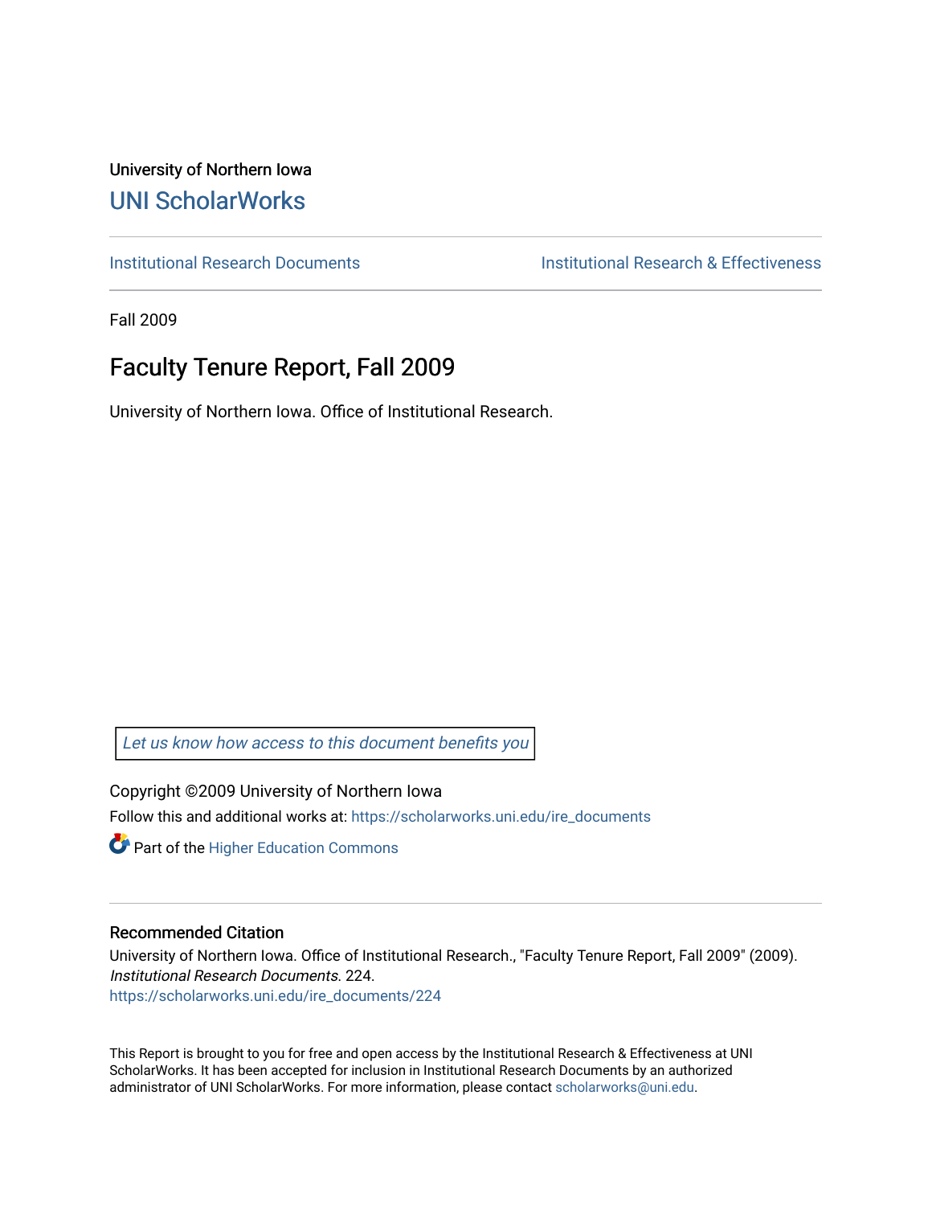University of Northern Iowa

## UNI ScholarWorks

Institutional Research Documents | Institutional Research & Effectiveness

Fall 2009

# Faculty Tenure Report, Fall 2009

University of Northern Iowa. Office of Institutional Research.

*Let us know how access to this document benefits you*

Copyright ©2009 University of Northern Iowa

Follow this and additional works at: https://scholarworks.uni.edu/ire_documents

Part of the Higher Education Commons

### Recommended Citation

University of Northern Iowa. Office of Institutional Research., "Faculty Tenure Report, Fall 2009" (2009). *Institutional Research Documents*. 224.
https://scholarworks.uni.edu/ire_documents/224

This Report is brought to you for free and open access by the Institutional Research & Effectiveness at UNI ScholarWorks. It has been accepted for inclusion in Institutional Research Documents by an authorized administrator of UNI ScholarWorks. For more information, please contact scholarworks@uni.edu.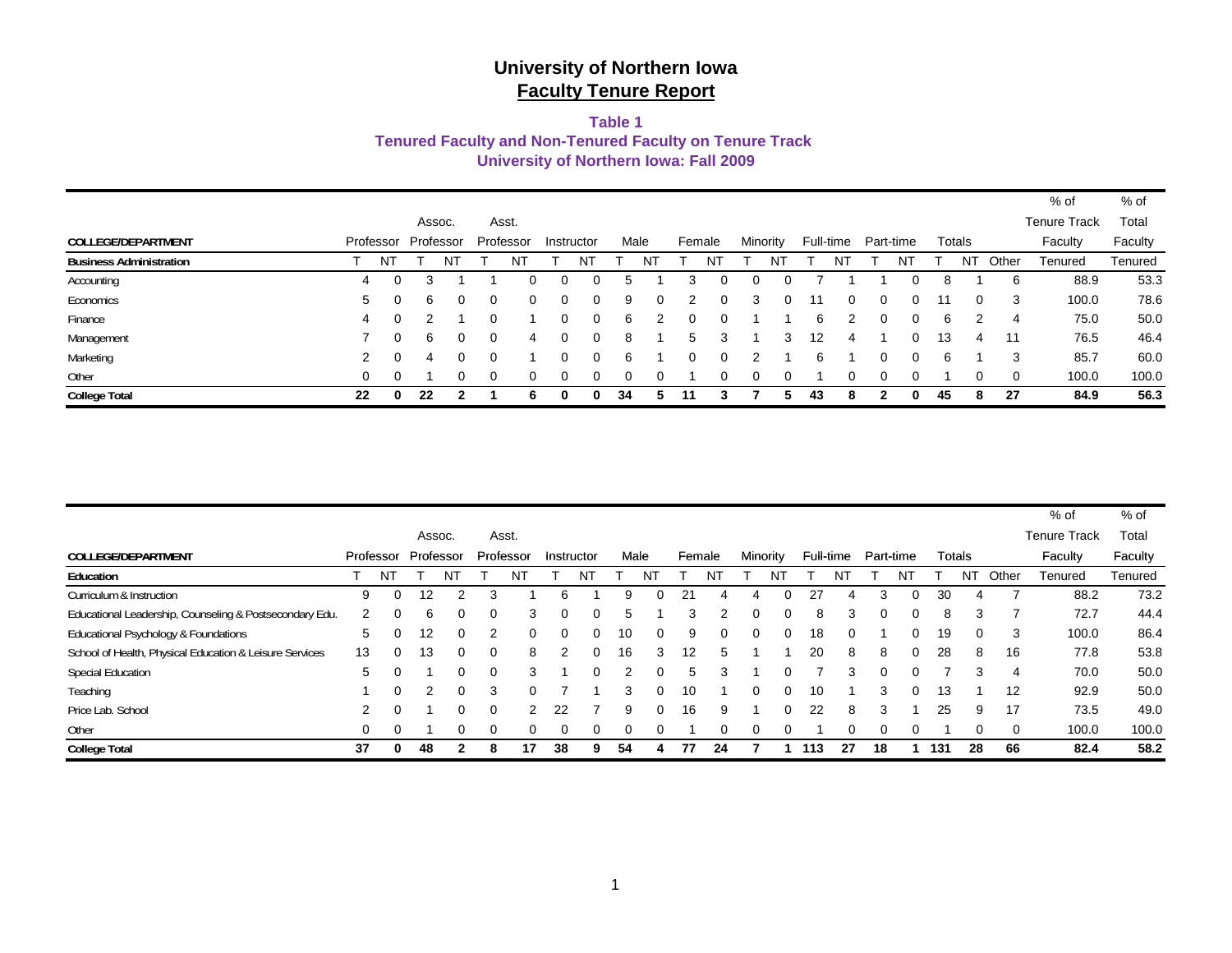# University of Northern Iowa
## Faculty Tenure Report

### Table 1
### Tenured Faculty and Non-Tenured Faculty on Tenure Track
### University of Northern Iowa: Fall 2009

| COLLEGE/DEPARTMENT | Professor | | Assoc. Professor | | Asst. Professor | | Instructor | | Male | | Female | | Minority | | Full-time | | Part-time | | Totals | | | % of Tenure Track Faculty | % of Total Faculty |
|---|---|---|---|---|---|---|---|---|---|---|---|---|---|---|---|---|---|---|---|---|---|---|---|
| **Business Administration** | T | NT | T | NT | T | NT | T | NT | T | NT | T | NT | T | NT | T | NT | T | NT | T | NT | Other | Tenured | Tenured |
| Accounting | 4 | 0 | 3 | 1 | 1 | 0 | 0 | 0 | 5 | 1 | 3 | 0 | 0 | 0 | 7 | 1 | 1 | 0 | 8 | 1 | 6 | 88.9 | 53.3 |
| Economics | 5 | 0 | 6 | 0 | 0 | 0 | 0 | 0 | 9 | 0 | 2 | 0 | 3 | 0 | 11 | 0 | 0 | 0 | 11 | 0 | 3 | 100.0 | 78.6 |
| Finance | 4 | 0 | 2 | 1 | 0 | 1 | 0 | 0 | 6 | 2 | 0 | 0 | 1 | 1 | 6 | 2 | 0 | 0 | 6 | 2 | 4 | 75.0 | 50.0 |
| Management | 7 | 0 | 6 | 0 | 0 | 4 | 0 | 0 | 8 | 1 | 5 | 3 | 1 | 3 | 12 | 4 | 1 | 0 | 13 | 4 | 11 | 76.5 | 46.4 |
| Marketing | 2 | 0 | 4 | 0 | 0 | 1 | 0 | 0 | 6 | 1 | 0 | 0 | 2 | 1 | 6 | 1 | 0 | 0 | 6 | 1 | 3 | 85.7 | 60.0 |
| Other | 0 | 0 | 1 | 0 | 0 | 0 | 0 | 0 | 0 | 0 | 1 | 0 | 0 | 0 | 1 | 0 | 0 | 0 | 1 | 0 | 0 | 100.0 | 100.0 |
| **College Total** | **22** | **0** | **22** | **2** | **1** | **6** | **0** | **0** | **34** | **5** | **11** | **3** | **7** | **5** | **43** | **8** | **2** | **0** | **45** | **8** | **27** | **84.9** | **56.3** |

| COLLEGE/DEPARTMENT | Professor | | Assoc. Professor | | Asst. Professor | | Instructor | | Male | | Female | | Minority | | Full-time | | Part-time | | Totals | | | % of Tenure Track Faculty | % of Total Faculty |
|---|---|---|---|---|---|---|---|---|---|---|---|---|---|---|---|---|---|---|---|---|---|---|---|
| **Education** | T | NT | T | NT | T | NT | T | NT | T | NT | T | NT | T | NT | T | NT | T | NT | T | NT | Other | Tenured | Tenured |
| Curriculum & Instruction | 9 | 0 | 12 | 2 | 3 | 1 | 6 | 1 | 9 | 0 | 21 | 4 | 4 | 0 | 27 | 4 | 3 | 0 | 30 | 4 | 7 | 88.2 | 73.2 |
| Educational Leadership, Counseling & Postsecondary Edu. | 2 | 0 | 6 | 0 | 0 | 3 | 0 | 0 | 5 | 1 | 3 | 2 | 0 | 0 | 8 | 3 | 0 | 0 | 8 | 3 | 7 | 72.7 | 44.4 |
| Educational Psychology & Foundations | 5 | 0 | 12 | 0 | 2 | 0 | 0 | 0 | 10 | 0 | 9 | 0 | 0 | 0 | 18 | 0 | 1 | 0 | 19 | 0 | 3 | 100.0 | 86.4 |
| School of Health, Physical Education & Leisure Services | 13 | 0 | 13 | 0 | 0 | 8 | 2 | 0 | 16 | 3 | 12 | 5 | 1 | 1 | 20 | 8 | 8 | 0 | 28 | 8 | 16 | 77.8 | 53.8 |
| Special Education | 5 | 0 | 1 | 0 | 0 | 3 | 1 | 0 | 2 | 0 | 5 | 3 | 1 | 0 | 7 | 3 | 0 | 0 | 7 | 3 | 4 | 70.0 | 50.0 |
| Teaching | 1 | 0 | 2 | 0 | 3 | 0 | 7 | 1 | 3 | 0 | 10 | 1 | 0 | 0 | 10 | 1 | 3 | 0 | 13 | 1 | 12 | 92.9 | 50.0 |
| Price Lab. School | 2 | 0 | 1 | 0 | 0 | 2 | 22 | 7 | 9 | 0 | 16 | 9 | 1 | 0 | 22 | 8 | 3 | 1 | 25 | 9 | 17 | 73.5 | 49.0 |
| Other | 0 | 0 | 1 | 0 | 0 | 0 | 0 | 0 | 0 | 0 | 1 | 0 | 0 | 0 | 1 | 0 | 0 | 0 | 1 | 0 | 0 | 100.0 | 100.0 |
| **College Total** | **37** | **0** | **48** | **2** | **8** | **17** | **38** | **9** | **54** | **4** | **77** | **24** | **7** | **1** | **113** | **27** | **18** | **1** | **131** | **28** | **66** | **82.4** | **58.2** |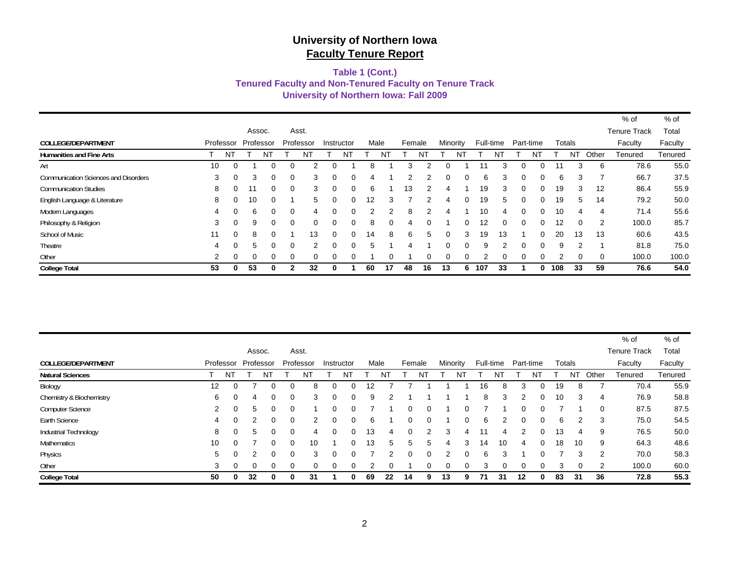# University of Northern Iowa
## Faculty Tenure Report

### Table 1 (Cont.)
### Tenured Faculty and Non-Tenured Faculty on Tenure Track
### University of Northern Iowa: Fall 2009

| COLLEGE/DEPARTMENT | Professor | | Assoc. Professor | | Asst. Professor | | Instructor | | Male | | Female | | Minority | | Full-time | | Part-time | | Totals | | | % of Tenure Track Faculty | % of Total Faculty |
|---|---|---|---|---|---|---|---|---|---|---|---|---|---|---|---|---|---|---|---|---|---|---|---|
| **Humanities and Fine Arts** | T | NT | T | NT | T | NT | T | NT | T | NT | T | NT | T | NT | T | NT | T | NT | T | NT | Other | Tenured | Tenured |
| Art | 10 | 0 | 1 | 0 | 0 | 2 | 0 | 1 | 8 | 1 | 3 | 2 | 0 | 1 | 11 | 3 | 0 | 0 | 11 | 3 | 6 | 78.6 | 55.0 |
| Communication Sciences and Disorders | 3 | 0 | 3 | 0 | 0 | 3 | 0 | 0 | 4 | 1 | 2 | 2 | 0 | 0 | 6 | 3 | 0 | 0 | 6 | 3 | 7 | 66.7 | 37.5 |
| Communication Studies | 8 | 0 | 11 | 0 | 0 | 3 | 0 | 0 | 6 | 1 | 13 | 2 | 4 | 1 | 19 | 3 | 0 | 0 | 19 | 3 | 12 | 86.4 | 55.9 |
| English Language & Literature | 8 | 0 | 10 | 0 | 1 | 5 | 0 | 0 | 12 | 3 | 7 | 2 | 4 | 0 | 19 | 5 | 0 | 0 | 19 | 5 | 14 | 79.2 | 50.0 |
| Modern Languages | 4 | 0 | 6 | 0 | 0 | 4 | 0 | 0 | 2 | 2 | 8 | 2 | 4 | 1 | 10 | 4 | 0 | 0 | 10 | 4 | 4 | 71.4 | 55.6 |
| Philosophy & Religion | 3 | 0 | 9 | 0 | 0 | 0 | 0 | 0 | 8 | 0 | 4 | 0 | 1 | 0 | 12 | 0 | 0 | 0 | 12 | 0 | 2 | 100.0 | 85.7 |
| School of Music | 11 | 0 | 8 | 0 | 1 | 13 | 0 | 0 | 14 | 8 | 6 | 5 | 0 | 3 | 19 | 13 | 1 | 0 | 20 | 13 | 13 | 60.6 | 43.5 |
| Theatre | 4 | 0 | 5 | 0 | 0 | 2 | 0 | 0 | 5 | 1 | 4 | 1 | 0 | 0 | 9 | 2 | 0 | 0 | 9 | 2 | 1 | 81.8 | 75.0 |
| Other | 2 | 0 | 0 | 0 | 0 | 0 | 0 | 0 | 1 | 0 | 1 | 0 | 0 | 0 | 2 | 0 | 0 | 0 | 2 | 0 | 0 | 100.0 | 100.0 |
| **College Total** | **53** | **0** | **53** | **0** | **2** | **32** | **0** | **1** | **60** | **17** | **48** | **16** | **13** | **6** | **107** | **33** | **1** | **0** | **108** | **33** | **59** | **76.6** | **54.0** |

| COLLEGE/DEPARTMENT | Professor | | Assoc. Professor | | Asst. Professor | | Instructor | | Male | | Female | | Minority | | Full-time | | Part-time | | Totals | | | % of Tenure Track Faculty | % of Total Faculty |
|---|---|---|---|---|---|---|---|---|---|---|---|---|---|---|---|---|---|---|---|---|---|---|---|
| **Natural Sciences** | T | NT | T | NT | T | NT | T | NT | T | NT | T | NT | T | NT | T | NT | T | NT | T | NT | Other | Tenured | Tenured |
| Biology | 12 | 0 | 7 | 0 | 0 | 8 | 0 | 0 | 12 | 7 | 7 | 1 | 1 | 1 | 16 | 8 | 3 | 0 | 19 | 8 | 7 | 70.4 | 55.9 |
| Chemistry & Biochemistry | 6 | 0 | 4 | 0 | 0 | 3 | 0 | 0 | 9 | 2 | 1 | 1 | 1 | 1 | 8 | 3 | 2 | 0 | 10 | 3 | 4 | 76.9 | 58.8 |
| Computer Science | 2 | 0 | 5 | 0 | 0 | 1 | 0 | 0 | 7 | 1 | 0 | 0 | 1 | 0 | 7 | 1 | 0 | 0 | 7 | 1 | 0 | 87.5 | 87.5 |
| Earth Science | 4 | 0 | 2 | 0 | 0 | 2 | 0 | 0 | 6 | 1 | 0 | 0 | 1 | 0 | 6 | 2 | 0 | 0 | 6 | 2 | 3 | 75.0 | 54.5 |
| Industrial Technology | 8 | 0 | 5 | 0 | 0 | 4 | 0 | 0 | 13 | 4 | 0 | 2 | 3 | 4 | 11 | 4 | 2 | 0 | 13 | 4 | 9 | 76.5 | 50.0 |
| Mathematics | 10 | 0 | 7 | 0 | 0 | 10 | 1 | 0 | 13 | 5 | 5 | 5 | 4 | 3 | 14 | 10 | 4 | 0 | 18 | 10 | 9 | 64.3 | 48.6 |
| Physics | 5 | 0 | 2 | 0 | 0 | 3 | 0 | 0 | 7 | 2 | 0 | 0 | 2 | 0 | 6 | 3 | 1 | 0 | 7 | 3 | 2 | 70.0 | 58.3 |
| Other | 3 | 0 | 0 | 0 | 0 | 0 | 0 | 0 | 2 | 0 | 1 | 0 | 0 | 0 | 3 | 0 | 0 | 0 | 3 | 0 | 2 | 100.0 | 60.0 |
| **College Total** | **50** | **0** | **32** | **0** | **0** | **31** | **1** | **0** | **69** | **22** | **14** | **9** | **13** | **9** | **71** | **31** | **12** | **0** | **83** | **31** | **36** | **72.8** | **55.3** |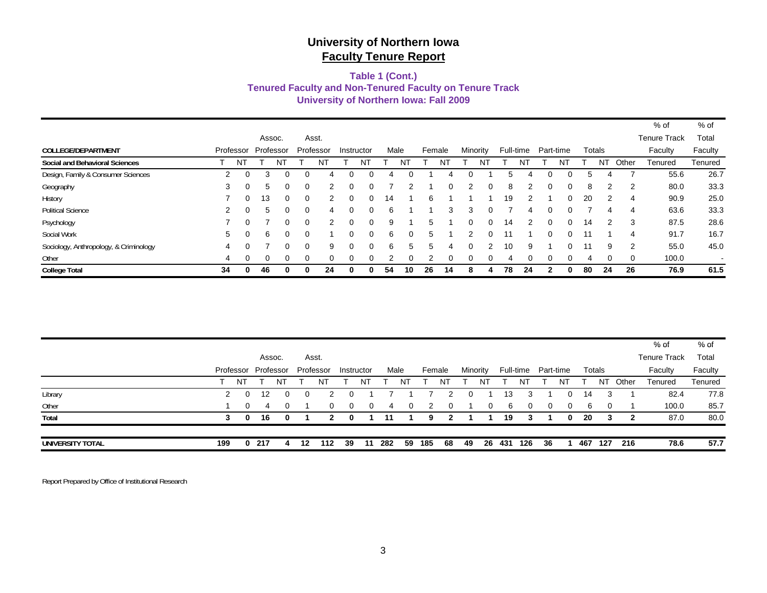# University of Northern Iowa
## Faculty Tenure Report

### Table 1 (Cont.)
### Tenured Faculty and Non-Tenured Faculty on Tenure Track
### University of Northern Iowa: Fall 2009

| COLLEGE/DEPARTMENT | Professor | | Assoc. Professor | | Asst. Professor | | Instructor | | Male | | Female | | Minority | | Full-time | | Part-time | | Totals | | | % of Tenure Track Faculty | % of Total Faculty |
|---|---|---|---|---|---|---|---|---|---|---|---|---|---|---|---|---|---|---|---|---|---|---|---|
| **Social and Behavioral Sciences** | T | NT | T | NT | T | NT | T | NT | T | NT | T | NT | T | NT | T | NT | T | NT | T | NT | Other | Tenured | Tenured |
| Design, Family & Consumer Sciences | 2 | 0 | 3 | 0 | 0 | 4 | 0 | 0 | 4 | 0 | 1 | 4 | 0 | 1 | 5 | 4 | 0 | 0 | 5 | 4 | 7 | 55.6 | 26.7 |
| Geography | 3 | 0 | 5 | 0 | 0 | 2 | 0 | 0 | 7 | 2 | 1 | 0 | 2 | 0 | 8 | 2 | 0 | 0 | 8 | 2 | 2 | 80.0 | 33.3 |
| History | 7 | 0 | 13 | 0 | 0 | 2 | 0 | 0 | 14 | 1 | 6 | 1 | 1 | 1 | 19 | 2 | 1 | 0 | 20 | 2 | 4 | 90.9 | 25.0 |
| Political Science | 2 | 0 | 5 | 0 | 0 | 4 | 0 | 0 | 6 | 1 | 1 | 3 | 3 | 0 | 7 | 4 | 0 | 0 | 7 | 4 | 4 | 63.6 | 33.3 |
| Psychology | 7 | 0 | 7 | 0 | 0 | 2 | 0 | 0 | 9 | 1 | 5 | 1 | 0 | 0 | 14 | 2 | 0 | 0 | 14 | 2 | 3 | 87.5 | 28.6 |
| Social Work | 5 | 0 | 6 | 0 | 0 | 1 | 0 | 0 | 6 | 0 | 5 | 1 | 2 | 0 | 11 | 1 | 0 | 0 | 11 | 1 | 4 | 91.7 | 16.7 |
| Sociology, Anthropology, & Criminology | 4 | 0 | 7 | 0 | 0 | 9 | 0 | 0 | 6 | 5 | 5 | 4 | 0 | 2 | 10 | 9 | 1 | 0 | 11 | 9 | 2 | 55.0 | 45.0 |
| Other | 4 | 0 | 0 | 0 | 0 | 0 | 0 | 0 | 2 | 0 | 2 | 0 | 0 | 0 | 4 | 0 | 0 | 0 | 4 | 0 | 0 | 100.0 | - |
| **College Total** | **34** | **0** | **46** | **0** | **0** | **24** | **0** | **0** | **54** | **10** | **26** | **14** | **8** | **4** | **78** | **24** | **2** | **0** | **80** | **24** | **26** | **76.9** | **61.5** |

| | Professor | | Assoc. Professor | | Asst. Professor | | Instructor | | Male | | Female | | Minority | | Full-time | | Part-time | | Totals | | | % of Tenure Track Faculty | % of Total Faculty |
|---|---|---|---|---|---|---|---|---|---|---|---|---|---|---|---|---|---|---|---|---|---|---|---|
| | T | NT | T | NT | T | NT | T | NT | T | NT | T | NT | T | NT | T | NT | T | NT | T | NT | Other | Tenured | Tenured |
| Library | 2 | 0 | 12 | 0 | 0 | 2 | 0 | 1 | 7 | 1 | 7 | 2 | 0 | 1 | 13 | 3 | 1 | 0 | 14 | 3 | 1 | 82.4 | 77.8 |
| Other | 1 | 0 | 4 | 0 | 1 | 0 | 0 | 0 | 4 | 0 | 2 | 0 | 1 | 0 | 6 | 0 | 0 | 0 | 6 | 0 | 1 | 100.0 | 85.7 |
| **Total** | **3** | **0** | **16** | **0** | **1** | **2** | **0** | **1** | **11** | **1** | **9** | **2** | **1** | **1** | **19** | **3** | **1** | **0** | **20** | **3** | **2** | **87.0** | **80.0** |
| **UNIVERSITY TOTAL** | **199** | **0** | **217** | **4** | **12** | **112** | **39** | **11** | **282** | **59** | **185** | **68** | **49** | **26** | **431** | **126** | **36** | **1** | **467** | **127** | **216** | **78.6** | **57.7** |

Report Prepared by Office of Institutional Research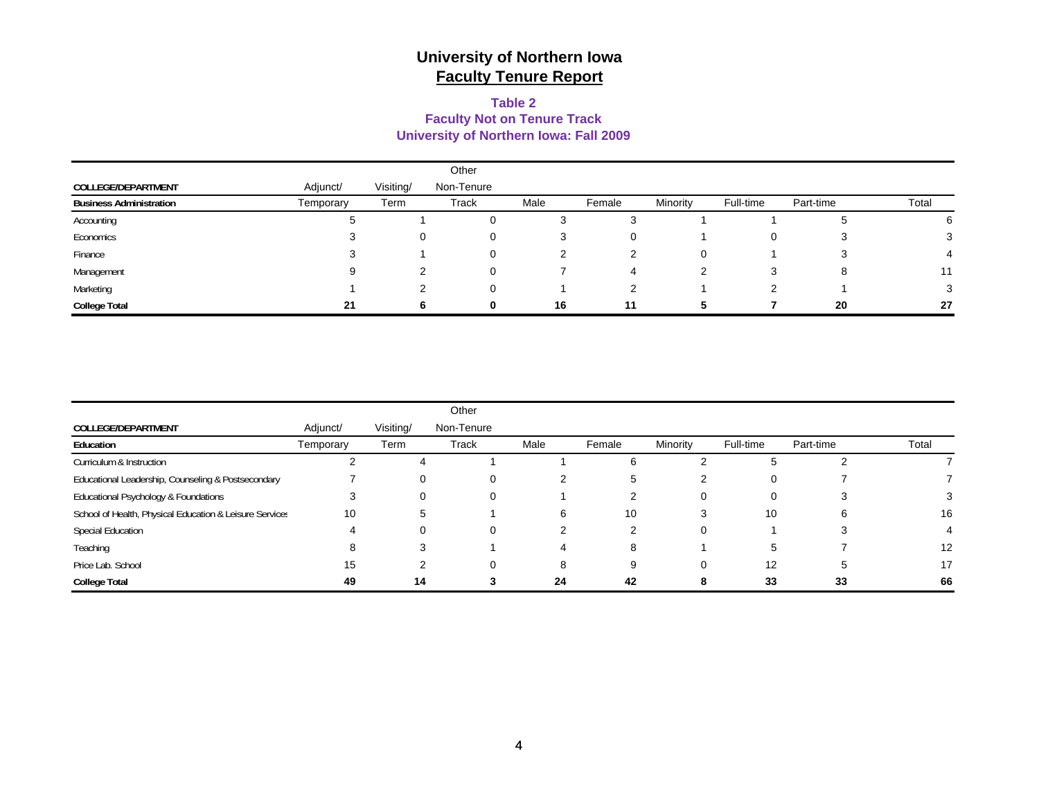# University of Northern Iowa
## Faculty Tenure Report

### Table 2
### Faculty Not on Tenure Track
### University of Northern Iowa: Fall 2009

| COLLEGE/DEPARTMENT | Adjunct/ | Visiting/ | Other Non-Tenure | | | | | | |
|---|---|---|---|---|---|---|---|---|---|
| **Business Administration** | Temporary | Term | Track | Male | Female | Minority | Full-time | Part-time | Total |
| Accounting | 5 | 1 | 0 | 3 | 3 | 1 | 1 | 5 | 6 |
| Economics | 3 | 0 | 0 | 3 | 0 | 1 | 0 | 3 | 3 |
| Finance | 3 | 1 | 0 | 2 | 2 | 0 | 1 | 3 | 4 |
| Management | 9 | 2 | 0 | 7 | 4 | 2 | 3 | 8 | 11 |
| Marketing | 1 | 2 | 0 | 1 | 2 | 1 | 2 | 1 | 3 |
| **College Total** | **21** | **6** | **0** | **16** | **11** | **5** | **7** | **20** | **27** |

| COLLEGE/DEPARTMENT | Adjunct/ | Visiting/ | Other Non-Tenure | | | | | | |
|---|---|---|---|---|---|---|---|---|---|
| **Education** | Temporary | Term | Track | Male | Female | Minority | Full-time | Part-time | Total |
| Curriculum & Instruction | 2 | 4 | 1 | 1 | 6 | 2 | 5 | 2 | 7 |
| Educational Leadership, Counseling & Postsecondary | 7 | 0 | 0 | 2 | 5 | 2 | 0 | 7 | 7 |
| Educational Psychology & Foundations | 3 | 0 | 0 | 1 | 2 | 0 | 0 | 3 | 3 |
| School of Health, Physical Education & Leisure Services | 10 | 5 | 1 | 6 | 10 | 3 | 10 | 6 | 16 |
| Special Education | 4 | 0 | 0 | 2 | 2 | 0 | 1 | 3 | 4 |
| Teaching | 8 | 3 | 1 | 4 | 8 | 1 | 5 | 7 | 12 |
| Price Lab. School | 15 | 2 | 0 | 8 | 9 | 0 | 12 | 5 | 17 |
| **College Total** | **49** | **14** | **3** | **24** | **42** | **8** | **33** | **33** | **66** |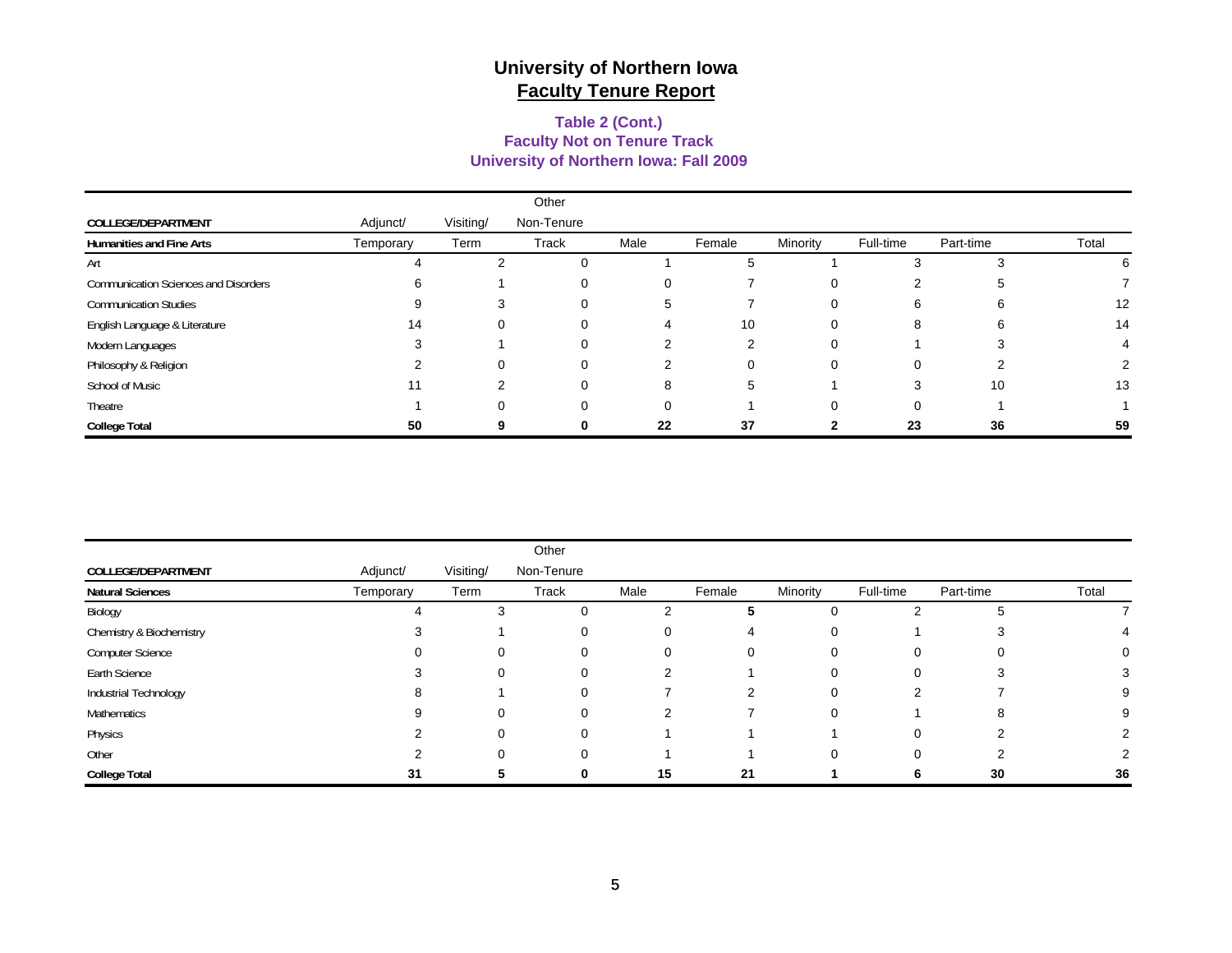# University of Northern Iowa
## Faculty Tenure Report

### Table 2 (Cont.)
### Faculty Not on Tenure Track
### University of Northern Iowa: Fall 2009

| COLLEGE/DEPARTMENT | Adjunct/ | Visiting/ | Other Non-Tenure | | | | | | |
|---|---|---|---|---|---|---|---|---|---|
| **Humanities and Fine Arts** | Temporary | Term | Track | Male | Female | Minority | Full-time | Part-time | Total |
| Art | 4 | 2 | 0 | 1 | 5 | 1 | 3 | 3 | 6 |
| Communication Sciences and Disorders | 6 | 1 | 0 | 0 | 7 | 0 | 2 | 5 | 7 |
| Communication Studies | 9 | 3 | 0 | 5 | 7 | 0 | 6 | 6 | 12 |
| English Language & Literature | 14 | 0 | 0 | 4 | 10 | 0 | 8 | 6 | 14 |
| Modern Languages | 3 | 1 | 0 | 2 | 2 | 0 | 1 | 3 | 4 |
| Philosophy & Religion | 2 | 0 | 0 | 2 | 0 | 0 | 0 | 2 | 2 |
| School of Music | 11 | 2 | 0 | 8 | 5 | 1 | 3 | 10 | 13 |
| Theatre | 1 | 0 | 0 | 0 | 1 | 0 | 0 | 1 | 1 |
| **College Total** | **50** | **9** | **0** | **22** | **37** | **2** | **23** | **36** | **59** |

| COLLEGE/DEPARTMENT | Adjunct/ | Visiting/ | Other Non-Tenure | | | | | | |
|---|---|---|---|---|---|---|---|---|---|
| **Natural Sciences** | Temporary | Term | Track | Male | Female | Minority | Full-time | Part-time | Total |
| Biology | 4 | 3 | 0 | 2 | **5** | 0 | 2 | 5 | 7 |
| Chemistry & Biochemistry | 3 | 1 | 0 | 0 | 4 | 0 | 1 | 3 | 4 |
| Computer Science | 0 | 0 | 0 | 0 | 0 | 0 | 0 | 0 | 0 |
| Earth Science | 3 | 0 | 0 | 2 | 1 | 0 | 0 | 3 | 3 |
| Industrial Technology | 8 | 1 | 0 | 7 | 2 | 0 | 2 | 7 | 9 |
| Mathematics | 9 | 0 | 0 | 2 | 7 | 0 | 1 | 8 | 9 |
| Physics | 2 | 0 | 0 | 1 | 1 | 1 | 0 | 2 | 2 |
| Other | 2 | 0 | 0 | 1 | 1 | 0 | 0 | 2 | 2 |
| **College Total** | **31** | **5** | **0** | **15** | **21** | **1** | **6** | **30** | **36** |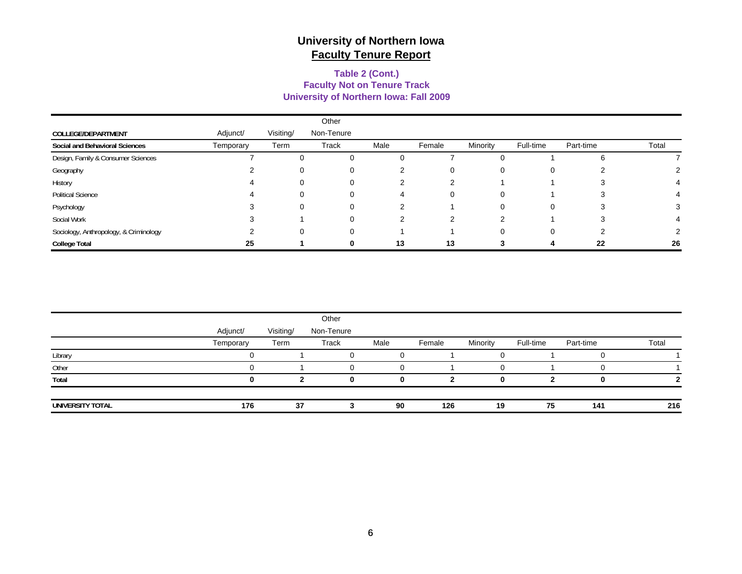# University of Northern Iowa
## Faculty Tenure Report

### Table 2 (Cont.)
### Faculty Not on Tenure Track
### University of Northern Iowa: Fall 2009

| COLLEGE/DEPARTMENT | Adjunct/ Temporary | Visiting/ Term | Other Non-Tenure Track | Male | Female | Minority | Full-time | Part-time | Total |
|---|---|---|---|---|---|---|---|---|---|
| **Social and Behavioral Sciences** | | | | | | | | | |
| Design, Family & Consumer Sciences | 7 | 0 | 0 | 0 | 7 | 0 | 1 | 6 | 7 |
| Geography | 2 | 0 | 0 | 2 | 0 | 0 | 0 | 2 | 2 |
| History | 4 | 0 | 0 | 2 | 2 | 1 | 1 | 3 | 4 |
| Political Science | 4 | 0 | 0 | 4 | 0 | 0 | 1 | 3 | 4 |
| Psychology | 3 | 0 | 0 | 2 | 1 | 0 | 0 | 3 | 3 |
| Social Work | 3 | 1 | 0 | 2 | 2 | 2 | 1 | 3 | 4 |
| Sociology, Anthropology, & Criminology | 2 | 0 | 0 | 1 | 1 | 0 | 0 | 2 | 2 |
| **College Total** | **25** | **1** | **0** | **13** | **13** | **3** | **4** | **22** | **26** |

| | Adjunct/ Temporary | Visiting/ Term | Other Non-Tenure Track | Male | Female | Minority | Full-time | Part-time | Total |
|---|---|---|---|---|---|---|---|---|---|
| Library | 0 | 1 | 0 | 0 | 1 | 0 | 1 | 0 | 1 |
| Other | 0 | 1 | 0 | 0 | 1 | 0 | 1 | 0 | 1 |
| **Total** | **0** | **2** | **0** | **0** | **2** | **0** | **2** | **0** | **2** |
| **UNIVERSITY TOTAL** | **176** | **37** | **3** | **90** | **126** | **19** | **75** | **141** | **216** |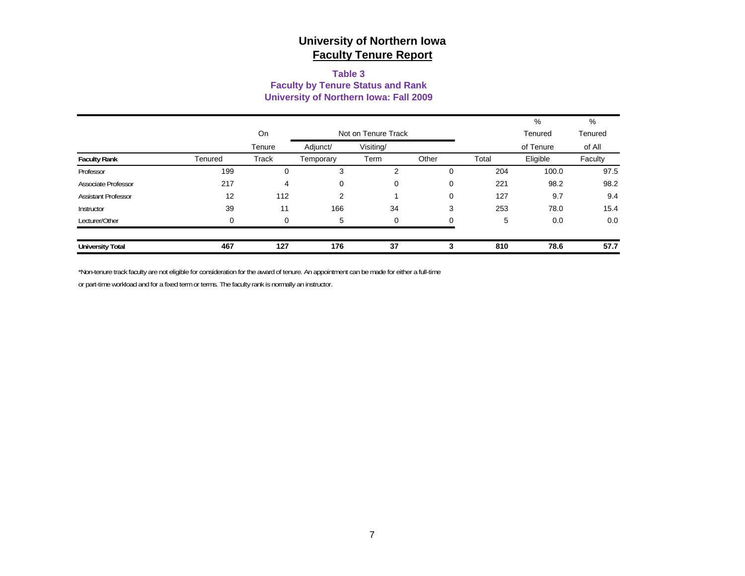# University of Northern Iowa
## Faculty Tenure Report

### Table 3
### Faculty by Tenure Status and Rank
### University of Northern Iowa: Fall 2009

| Faculty Rank | Tenured | On Tenure Track | Not on Tenure Track | | | Total | % Tenured of Tenure Eligible | % Tenured of All Faculty |
|---|---|---|---|---|---|---|---|---|
| | | | Adjunct/ Temporary | Visiting/ Term | Other | | | |
| Professor | 199 | 0 | 3 | 2 | 0 | 204 | 100.0 | 97.5 |
| Associate Professor | 217 | 4 | 0 | 0 | 0 | 221 | 98.2 | 98.2 |
| Assistant Professor | 12 | 112 | 2 | 1 | 0 | 127 | 9.7 | 9.4 |
| Instructor | 39 | 11 | 166 | 34 | 3 | 253 | 78.0 | 15.4 |
| Lecturer/Other | 0 | 0 | 5 | 0 | 0 | 5 | 0.0 | 0.0 |
| **University Total** | **467** | **127** | **176** | **37** | **3** | **810** | **78.6** | **57.7** |

*Non-tenure track faculty are not eligible for consideration for the award of tenure. An appointment can be made for either a full-time or part-time workload and for a fixed term or terms. The faculty rank is normally an instructor.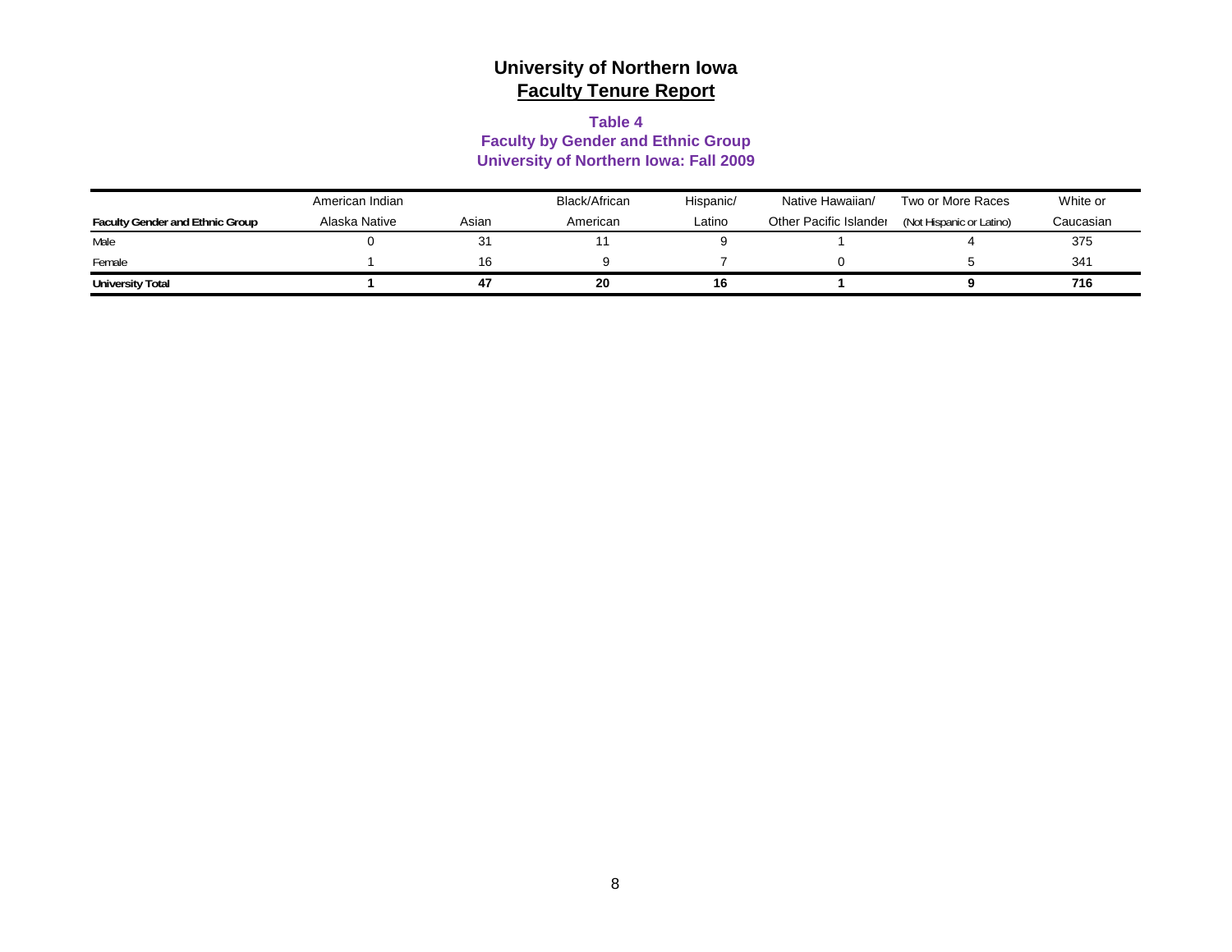# University of Northern Iowa

## Faculty Tenure Report

### Table 4
### Faculty by Gender and Ethnic Group
### University of Northern Iowa: Fall 2009

| Faculty Gender and Ethnic Group | American Indian Alaska Native | Asian | Black/African American | Hispanic/ Latino | Native Hawaiian/ Other Pacific Islander | Two or More Races (Not Hispanic or Latino) | White or Caucasian |
|---|---|---|---|---|---|---|---|
| Male | 0 | 31 | 11 | 9 | 1 | 4 | 375 |
| Female | 1 | 16 | 9 | 7 | 0 | 5 | 341 |
| **University Total** | **1** | **47** | **20** | **16** | **1** | **9** | **716** |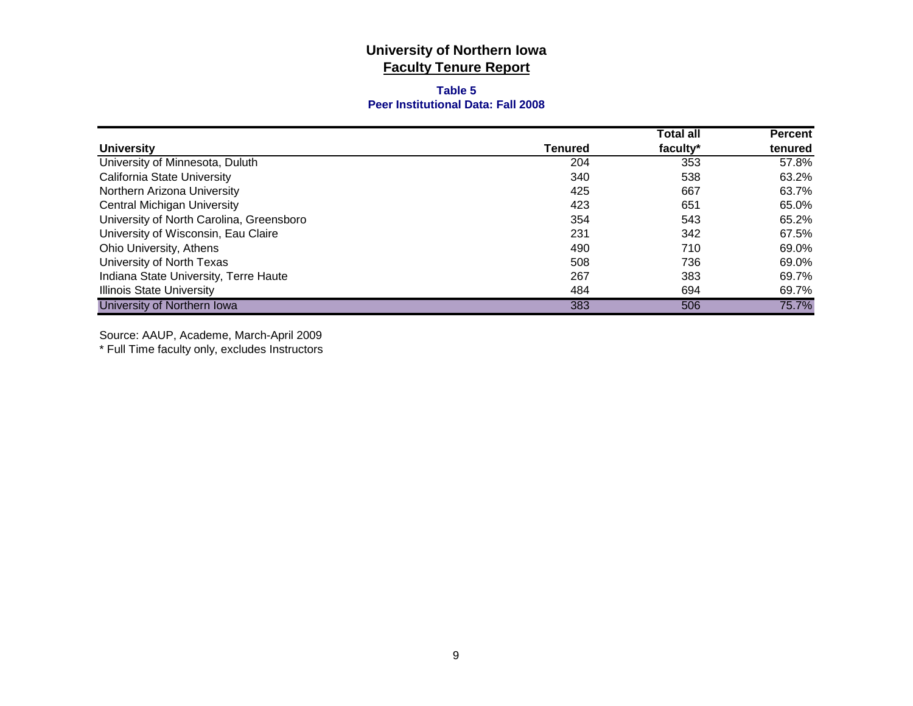# University of Northern Iowa

## Faculty Tenure Report

### Table 5
### Peer Institutional Data: Fall 2008

| University | Tenured | Total all faculty* | Percent tenured |
|---|---|---|---|
| University of Minnesota, Duluth | 204 | 353 | 57.8% |
| California State University | 340 | 538 | 63.2% |
| Northern Arizona University | 425 | 667 | 63.7% |
| Central Michigan University | 423 | 651 | 65.0% |
| University of North Carolina, Greensboro | 354 | 543 | 65.2% |
| University of Wisconsin, Eau Claire | 231 | 342 | 67.5% |
| Ohio University, Athens | 490 | 710 | 69.0% |
| University of North Texas | 508 | 736 | 69.0% |
| Indiana State University, Terre Haute | 267 | 383 | 69.7% |
| Illinois State University | 484 | 694 | 69.7% |
| University of Northern Iowa | 383 | 506 | 75.7% |

Source: AAUP, Academe, March-April 2009

* Full Time faculty only, excludes Instructors